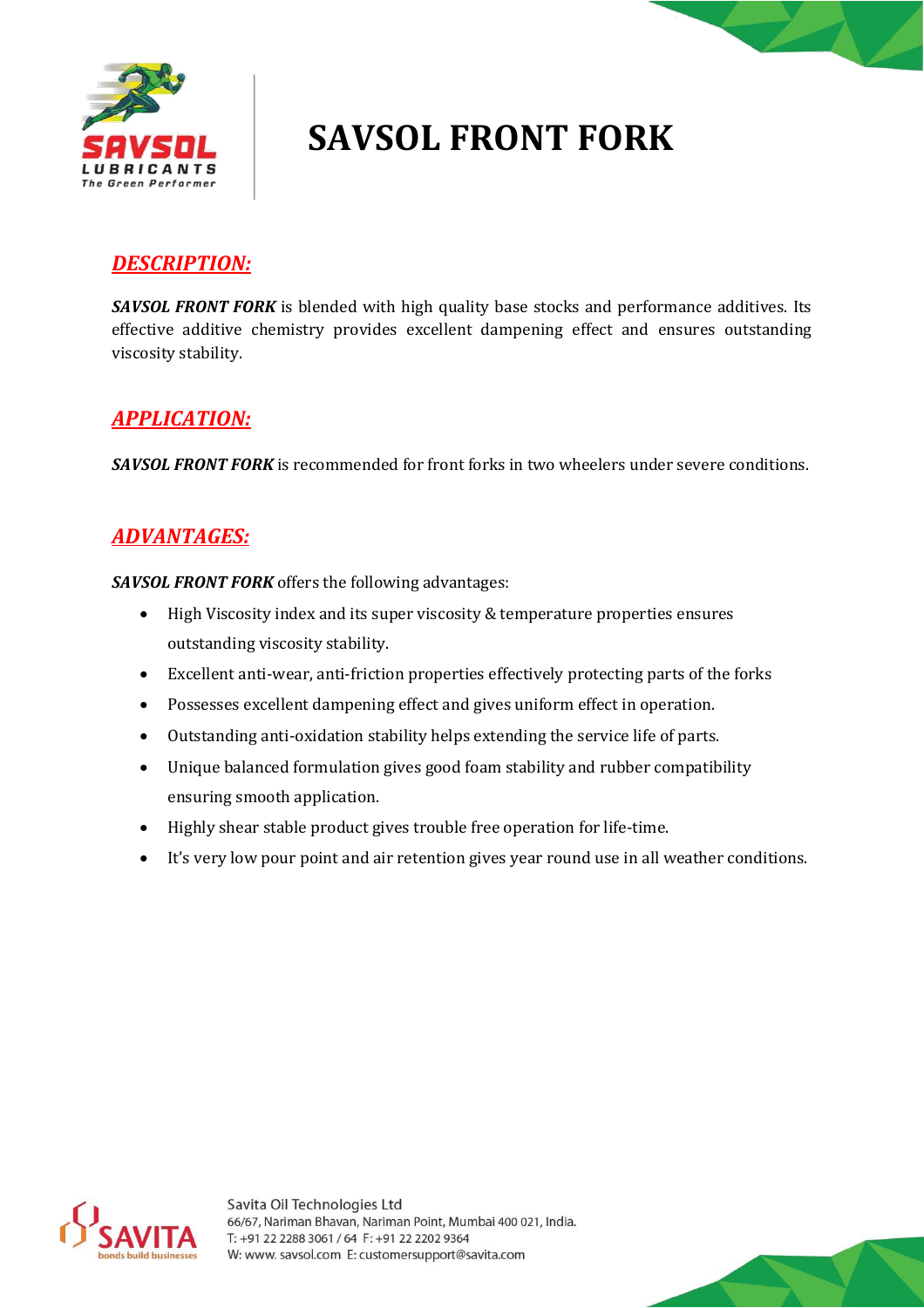# SAVSOL FRONT FORK

## *DESCRIPTION:*

***SAVSOL FRONT FORK*** is blended with high quality base stocks and performance additives. Its effective additive chemistry provides excellent dampening effect and ensures outstanding viscosity stability.

## *APPLICATION:*

***SAVSOL FRONT FORK*** is recommended for front forks in two wheelers under severe conditions.

## *ADVANTAGES:*

***SAVSOL FRONT FORK*** offers the following advantages:

- High Viscosity index and its super viscosity & temperature properties ensures outstanding viscosity stability.
- Excellent anti-wear, anti-friction properties effectively protecting parts of the forks
- Possesses excellent dampening effect and gives uniform effect in operation.
- Outstanding anti-oxidation stability helps extending the service life of parts.
- Unique balanced formulation gives good foam stability and rubber compatibility ensuring smooth application.
- Highly shear stable product gives trouble free operation for life-time.
- It's very low pour point and air retention gives year round use in all weather conditions.

Savita Oil Technologies Ltd
66/67, Nariman Bhavan, Nariman Point, Mumbai 400 021, India.
T: +91 22 2288 3061 / 64 F: +91 22 2202 9364
W: www. savsol.com E: customersupport@savita.com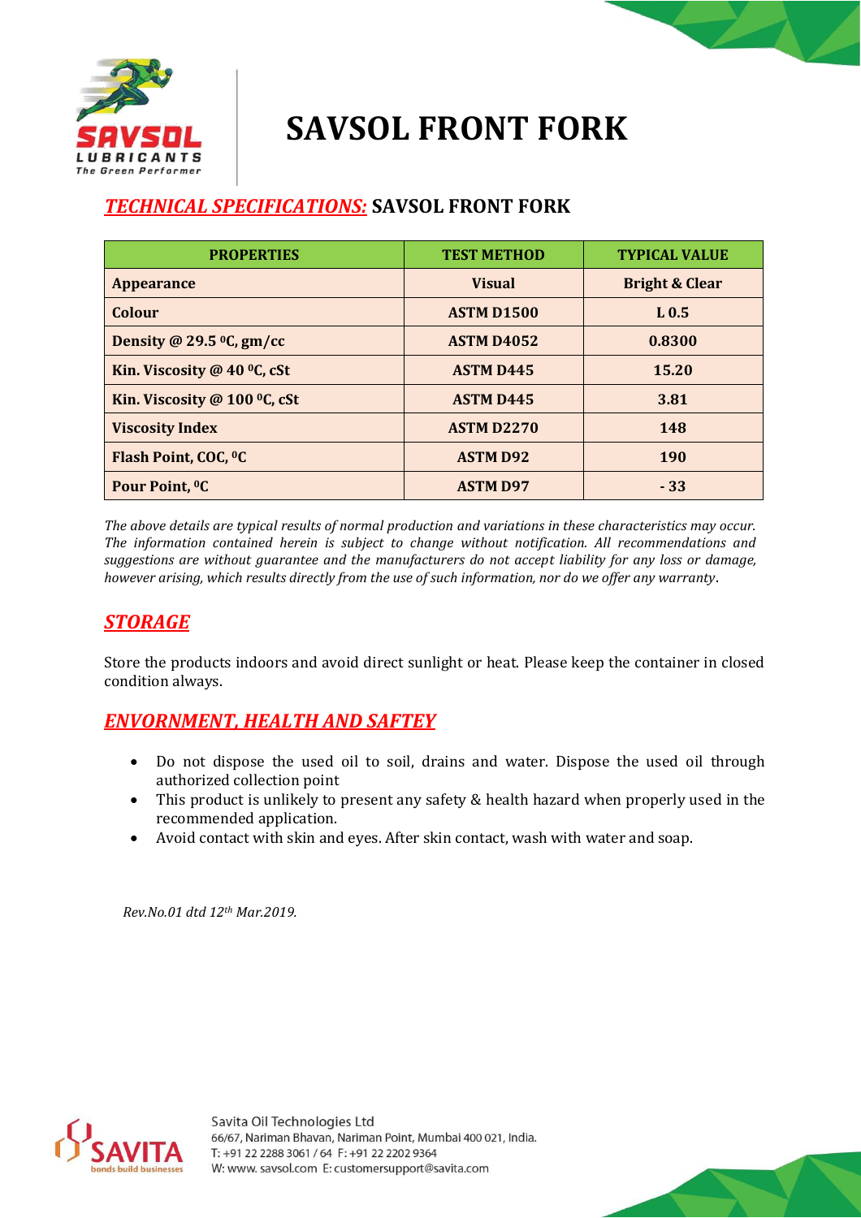# SAVSOL FRONT FORK

## *TECHNICAL SPECIFICATIONS:* SAVSOL FRONT FORK

| PROPERTIES | TEST METHOD | TYPICAL VALUE |
|---|---|---|
| **Appearance** | **Visual** | **Bright & Clear** |
| **Colour** | **ASTM D1500** | **L 0.5** |
| **Density @ 29.5 $^0$C, gm/cc** | **ASTM D4052** | **0.8300** |
| **Kin. Viscosity @ 40 $^0$C, cSt** | **ASTM D445** | **15.20** |
| **Kin. Viscosity @ 100 $^0$C, cSt** | **ASTM D445** | **3.81** |
| **Viscosity Index** | **ASTM D2270** | **148** |
| **Flash Point, COC, $^0$C** | **ASTM D92** | **190** |
| **Pour Point, $^0$C** | **ASTM D97** | **- 33** |

*The above details are typical results of normal production and variations in these characteristics may occur. The information contained herein is subject to change without notification. All recommendations and suggestions are without guarantee and the manufacturers do not accept liability for any loss or damage, however arising, which results directly from the use of such information, nor do we offer any warranty*.

## *STORAGE*

Store the products indoors and avoid direct sunlight or heat. Please keep the container in closed condition always.

## *ENVORNMENT, HEALTH AND SAFTEY*

- Do not dispose the used oil to soil, drains and water. Dispose the used oil through authorized collection point
- This product is unlikely to present any safety & health hazard when properly used in the recommended application.
- Avoid contact with skin and eyes. After skin contact, wash with water and soap.

*Rev.No.01 dtd 12th Mar.2019.*

Savita Oil Technologies Ltd
66/67, Nariman Bhavan, Nariman Point, Mumbai 400 021, India.
T: +91 22 2288 3061 / 64 F: +91 22 2202 9364
W: www. savsol.com E: customersupport@savita.com